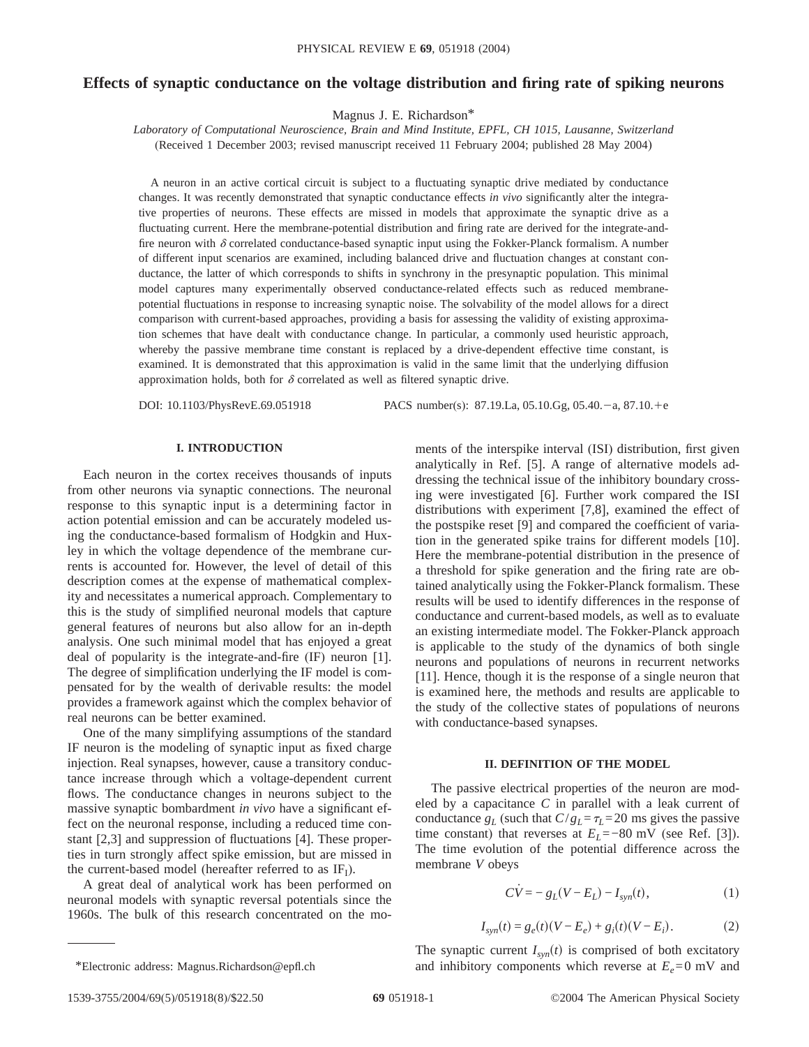# Effects of synaptic conductance on the voltage distribution and firing rate of spiking neurons

Magnus J. E. Richardson*

*Laboratory of Computational Neuroscience, Brain and Mind Institute, EPFL, CH 1015, Lausanne, Switzerland*

(Received 1 December 2003; revised manuscript received 11 February 2004; published 28 May 2004)

A neuron in an active cortical circuit is subject to a fluctuating synaptic drive mediated by conductance changes. It was recently demonstrated that synaptic conductance effects *in vivo* significantly alter the integrative properties of neurons. These effects are missed in models that approximate the synaptic drive as a fluctuating current. Here the membrane-potential distribution and firing rate are derived for the integrate-and-fire neuron with $\delta$ correlated conductance-based synaptic input using the Fokker-Planck formalism. A number of different input scenarios are examined, including balanced drive and fluctuation changes at constant conductance, the latter of which corresponds to shifts in synchrony in the presynaptic population. This minimal model captures many experimentally observed conductance-related effects such as reduced membrane-potential fluctuations in response to increasing synaptic noise. The solvability of the model allows for a direct comparison with current-based approaches, providing a basis for assessing the validity of existing approximation schemes that have dealt with conductance change. In particular, a commonly used heuristic approach, whereby the passive membrane time constant is replaced by a drive-dependent effective time constant, is examined. It is demonstrated that this approximation is valid in the same limit that the underlying diffusion approximation holds, both for $\delta$ correlated as well as filtered synaptic drive.

DOI: 10.1103/PhysRevE.69.051918 PACS number(s): 87.19.La, 05.10.Gg, 05.40.−a, 87.10.+e

## I. INTRODUCTION

Each neuron in the cortex receives thousands of inputs from other neurons via synaptic connections. The neuronal response to this synaptic input is a determining factor in action potential emission and can be accurately modeled using the conductance-based formalism of Hodgkin and Huxley in which the voltage dependence of the membrane currents is accounted for. However, the level of detail of this description comes at the expense of mathematical complexity and necessitates a numerical approach. Complementary to this is the study of simplified neuronal models that capture general features of neurons but also allow for an in-depth analysis. One such minimal model that has enjoyed a great deal of popularity is the integrate-and-fire (IF) neuron [1]. The degree of simplification underlying the IF model is compensated for by the wealth of derivable results: the model provides a framework against which the complex behavior of real neurons can be better examined.

One of the many simplifying assumptions of the standard IF neuron is the modeling of synaptic input as fixed charge injection. Real synapses, however, cause a transitory conductance increase through which a voltage-dependent current flows. The conductance changes in neurons subject to the massive synaptic bombardment *in vivo* have a significant effect on the neuronal response, including a reduced time constant [2,3] and suppression of fluctuations [4]. These properties in turn strongly affect spike emission, but are missed in the current-based model (hereafter referred to as $\mathrm{IF_I}$).

A great deal of analytical work has been performed on neuronal models with synaptic reversal potentials since the 1960s. The bulk of this research concentrated on the moments of the interspike interval (ISI) distribution, first given analytically in Ref. [5]. A range of alternative models addressing the technical issue of the inhibitory boundary crossing were investigated [6]. Further work compared the ISI distributions with experiment [7,8], examined the effect of the postspike reset [9] and compared the coefficient of variation in the generated spike trains for different models [10]. Here the membrane-potential distribution in the presence of a threshold for spike generation and the firing rate are obtained analytically using the Fokker-Planck formalism. These results will be used to identify differences in the response of conductance and current-based models, as well as to evaluate an existing intermediate model. The Fokker-Planck approach is applicable to the study of the dynamics of both single neurons and populations of neurons in recurrent networks [11]. Hence, though it is the response of a single neuron that is examined here, the methods and results are applicable to the study of the collective states of populations of neurons with conductance-based synapses.

## II. DEFINITION OF THE MODEL

The passive electrical properties of the neuron are modeled by a capacitance $C$ in parallel with a leak current of conductance $g_L$ (such that $C/g_L = \tau_L = 20$ ms gives the passive time constant) that reverses at $E_L = -80$ mV (see Ref. [3]). The time evolution of the potential difference across the membrane $V$ obeys

$$C\dot{V} = -g_L(V - E_L) - I_{syn}(t), \tag{1}$$

$$I_{syn}(t) = g_e(t)(V - E_e) + g_i(t)(V - E_i). \tag{2}$$

The synaptic current $I_{syn}(t)$ is comprised of both excitatory and inhibitory components which reverse at $E_e = 0$ mV and

*Electronic address: Magnus.Richardson@epfl.ch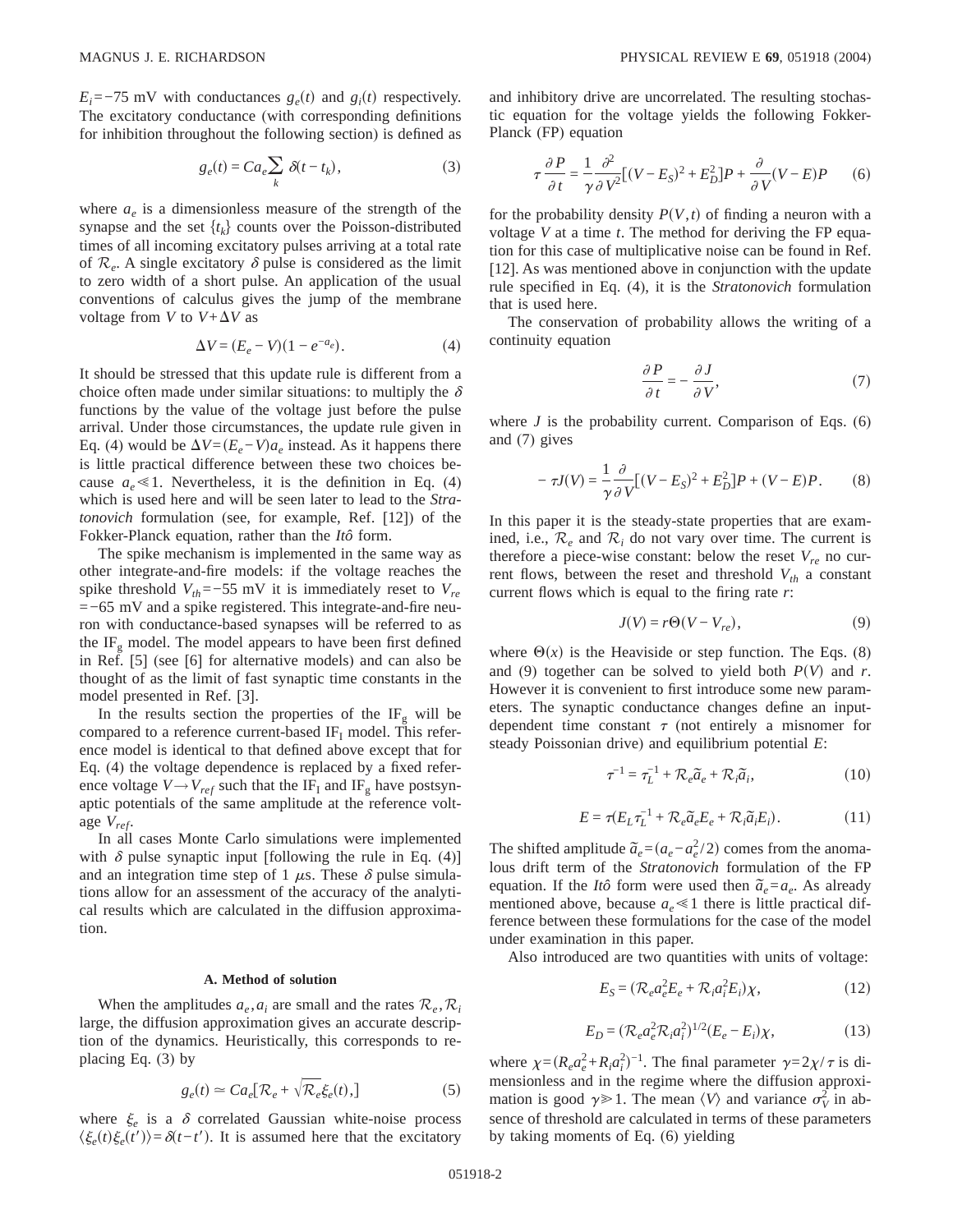$E_i = -75$ mV with conductances $g_e(t)$ and $g_i(t)$ respectively. The excitatory conductance (with corresponding definitions for inhibition throughout the following section) is defined as

$$g_e(t) = Ca_e \sum_k \delta(t - t_k), \tag{3}$$

where $a_e$ is a dimensionless measure of the strength of the synapse and the set $\{t_k\}$ counts over the Poisson-distributed times of all incoming excitatory pulses arriving at a total rate of $\mathcal{R}_e$. A single excitatory $\delta$ pulse is considered as the limit to zero width of a short pulse. An application of the usual conventions of calculus gives the jump of the membrane voltage from $V$ to $V + \Delta V$ as

$$\Delta V = (E_e - V)(1 - e^{-a_e}). \tag{4}$$

It should be stressed that this update rule is different from a choice often made under similar situations: to multiply the $\delta$ functions by the value of the voltage just before the pulse arrival. Under those circumstances, the update rule given in Eq. (4) would be $\Delta V = (E_e - V)a_e$ instead. As it happens there is little practical difference between these two choices because $a_e \ll 1$. Nevertheless, it is the definition in Eq. (4) which is used here and will be seen later to lead to the *Stratonovich* formulation (see, for example, Ref. [12]) of the Fokker-Planck equation, rather than the *Itô* form.

The spike mechanism is implemented in the same way as other integrate-and-fire models: if the voltage reaches the spike threshold $V_{th} = -55$ mV it is immediately reset to $V_{re} = -65$ mV and a spike registered. This integrate-and-fire neuron with conductance-based synapses will be referred to as the $\text{IF}_\text{g}$ model. The model appears to have been first defined in Ref. [5] (see [6] for alternative models) and can also be thought of as the limit of fast synaptic time constants in the model presented in Ref. [3].

In the results section the properties of the $\text{IF}_\text{g}$ will be compared to a reference current-based $\text{IF}_\text{I}$ model. This reference model is identical to that defined above except that for Eq. (4) the voltage dependence is replaced by a fixed reference voltage $V \to V_{ref}$ such that the $\text{IF}_\text{I}$ and $\text{IF}_\text{g}$ have postsynaptic potentials of the same amplitude at the reference voltage $V_{ref}$.

In all cases Monte Carlo simulations were implemented with $\delta$ pulse synaptic input [following the rule in Eq. (4)] and an integration time step of 1 $\mu$s. These $\delta$ pulse simulations allow for an assessment of the accuracy of the analytical results which are calculated in the diffusion approximation.

### A. Method of solution

When the amplitudes $a_e, a_i$ are small and the rates $\mathcal{R}_e, \mathcal{R}_i$ large, the diffusion approximation gives an accurate description of the dynamics. Heuristically, this corresponds to replacing Eq. (3) by

$$g_e(t) \simeq Ca_e[\mathcal{R}_e + \sqrt{\mathcal{R}_e}\xi_e(t),] \tag{5}$$

where $\xi_e$ is a $\delta$ correlated Gaussian white-noise process $\langle \xi_e(t)\xi_e(t')\rangle = \delta(t - t')$. It is assumed here that the excitatory and inhibitory drive are uncorrelated. The resulting stochastic equation for the voltage yields the following Fokker-Planck (FP) equation

$$\tau \frac{\partial P}{\partial t} = \frac{1}{\gamma} \frac{\partial^2}{\partial V^2}[(V - E_S)^2 + E_D^2]P + \frac{\partial}{\partial V}(V - E)P \tag{6}$$

for the probability density $P(V,t)$ of finding a neuron with a voltage $V$ at a time $t$. The method for deriving the FP equation for this case of multiplicative noise can be found in Ref. [12]. As was mentioned above in conjunction with the update rule specified in Eq. (4), it is the *Stratonovich* formulation that is used here.

The conservation of probability allows the writing of a continuity equation

$$\frac{\partial P}{\partial t} = -\frac{\partial J}{\partial V}, \tag{7}$$

where $J$ is the probability current. Comparison of Eqs. (6) and (7) gives

$$-\tau J(V) = \frac{1}{\gamma} \frac{\partial}{\partial V}[(V - E_S)^2 + E_D^2]P + (V - E)P. \tag{8}$$

In this paper it is the steady-state properties that are examined, i.e., $\mathcal{R}_e$ and $\mathcal{R}_i$ do not vary over time. The current is therefore a piece-wise constant: below the reset $V_{re}$ no current flows, between the reset and threshold $V_{th}$ a constant current flows which is equal to the firing rate $r$:

$$J(V) = r\Theta(V - V_{re}), \tag{9}$$

where $\Theta(x)$ is the Heaviside or step function. The Eqs. (8) and (9) together can be solved to yield both $P(V)$ and $r$. However it is convenient to first introduce some new parameters. The synaptic conductance changes define an input-dependent time constant $\tau$ (not entirely a misnomer for steady Poissonian drive) and equilibrium potential $E$:

$$\tau^{-1} = \tau_L^{-1} + \mathcal{R}_e \tilde{a}_e + \mathcal{R}_i \tilde{a}_i, \tag{10}$$

$$E = \tau(E_L \tau_L^{-1} + \mathcal{R}_e \tilde{a}_e E_e + \mathcal{R}_i \tilde{a}_i E_i). \tag{11}$$

The shifted amplitude $\tilde{a}_e = (a_e - a_e^2/2)$ comes from the anomalous drift term of the *Stratonovich* formulation of the FP equation. If the *Itô* form were used then $\tilde{a}_e = a_e$. As already mentioned above, because $a_e \ll 1$ there is little practical difference between these formulations for the case of the model under examination in this paper.

Also introduced are two quantities with units of voltage:

$$E_S = (\mathcal{R}_e a_e^2 E_e + \mathcal{R}_i a_i^2 E_i)\chi, \tag{12}$$

$$E_D = (\mathcal{R}_e a_e^2 \mathcal{R}_i a_i^2)^{1/2}(E_e - E_i)\chi, \tag{13}$$

where $\chi = (R_e a_e^2 + R_i a_i^2)^{-1}$. The final parameter $\gamma = 2\chi/\tau$ is dimensionless and in the regime where the diffusion approximation is good $\gamma \gg 1$. The mean $\langle V\rangle$ and variance $\sigma_V^2$ in absence of threshold are calculated in terms of these parameters by taking moments of Eq. (6) yielding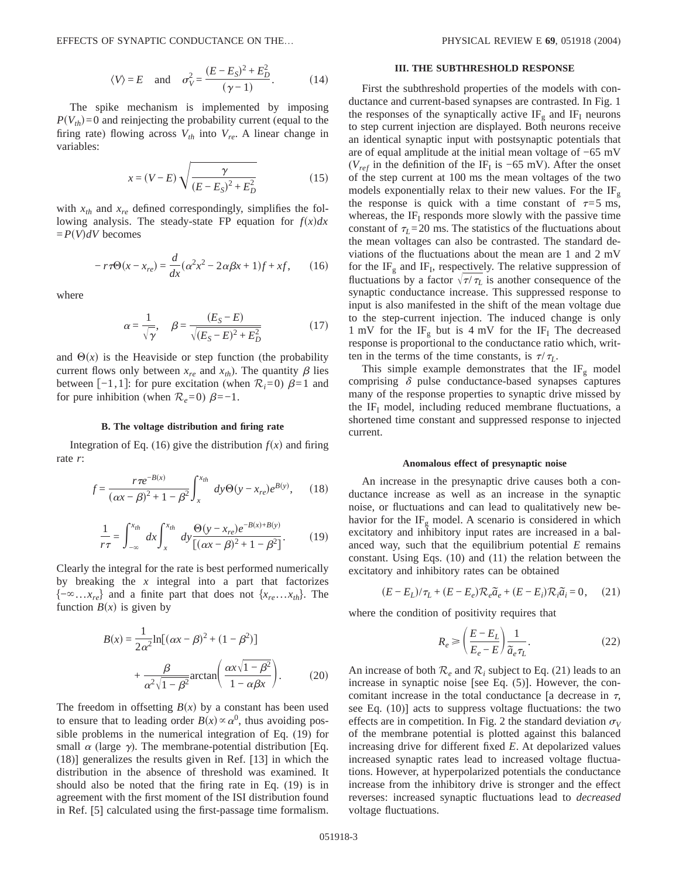$$\langle V \rangle = E \quad \text{and} \quad \sigma_V^2 = \frac{(E-E_S)^2 + E_D^2}{(\gamma - 1)}. \tag{14}$$

The spike mechanism is implemented by imposing $P(V_{th})=0$ and reinjecting the probability current (equal to the firing rate) flowing across $V_{th}$ into $V_{re}$. A linear change in variables:

$$x = (V-E)\sqrt{\frac{\gamma}{(E-E_S)^2 + E_D^2}} \tag{15}$$

with $x_{th}$ and $x_{re}$ defined correspondingly, simplifies the following analysis. The steady-state FP equation for $f(x)dx = P(V)dV$ becomes

$$-r\tau\Theta(x-x_{re}) = \frac{d}{dx}(\alpha^2 x^2 - 2\alpha\beta x + 1)f + xf, \tag{16}$$

where

$$\alpha = \frac{1}{\sqrt{\gamma}}, \quad \beta = \frac{(E_S - E)}{\sqrt{(E_S-E)^2 + E_D^2}} \tag{17}$$

and $\Theta(x)$ is the Heaviside or step function (the probability current flows only between $x_{re}$ and $x_{th}$). The quantity $\beta$ lies between $[-1,1]$: for pure excitation (when $\mathcal{R}_i=0$) $\beta=1$ and for pure inhibition (when $\mathcal{R}_e=0$) $\beta=-1$.

### B. The voltage distribution and firing rate

Integration of Eq. (16) give the distribution $f(x)$ and firing rate $r$:

$$f = \frac{r\tau e^{-B(x)}}{(\alpha x - \beta)^2 + 1 - \beta^2}\int_x^{x_{th}} dy\,\Theta(y-x_{re})e^{B(y)}, \tag{18}$$

$$\frac{1}{r\tau} = \int_{-\infty}^{x_{th}} dx \int_x^{x_{th}} dy \frac{\Theta(y-x_{re})e^{-B(x)+B(y)}}{[(\alpha x - \beta)^2 + 1 - \beta^2]}. \tag{19}$$

Clearly the integral for the rate is best performed numerically by breaking the $x$ integral into a part that factorizes $\{-\infty \ldots x_{re}\}$ and a finite part that does not $\{x_{re} \ldots x_{th}\}$. The function $B(x)$ is given by

$$B(x) = \frac{1}{2\alpha^2}\ln[(\alpha x - \beta)^2 + (1-\beta^2)] + \frac{\beta}{\alpha^2\sqrt{1-\beta^2}}\arctan\left(\frac{\alpha x\sqrt{1-\beta^2}}{1-\alpha\beta x}\right). \tag{20}$$

The freedom in offsetting $B(x)$ by a constant has been used to ensure that to leading order $B(x) \propto \alpha^0$, thus avoiding possible problems in the numerical integration of Eq. (19) for small $\alpha$ (large $\gamma$). The membrane-potential distribution [Eq. (18)] generalizes the results given in Ref. [13] in which the distribution in the absence of threshold was examined. It should also be noted that the firing rate in Eq. (19) is in agreement with the first moment of the ISI distribution found in Ref. [5] calculated using the first-passage time formalism.

## III. THE SUBTHRESHOLD RESPONSE

First the subthreshold properties of the models with conductance and current-based synapses are contrasted. In Fig. 1 the responses of the synaptically active $\mathrm{IF_g}$ and $\mathrm{IF_I}$ neurons to step current injection are displayed. Both neurons receive an identical synaptic input with postsynaptic potentials that are of equal amplitude at the initial mean voltage of $-65$ mV ($V_{ref}$ in the definition of the $\mathrm{IF_I}$ is $-65$ mV). After the onset of the step current at 100 ms the mean voltages of the two models exponentially relax to their new values. For the $\mathrm{IF_g}$ the response is quick with a time constant of $\tau=5$ ms, whereas, the $\mathrm{IF_I}$ responds more slowly with the passive time constant of $\tau_L=20$ ms. The statistics of the fluctuations about the mean voltages can also be contrasted. The standard deviations of the fluctuations about the mean are 1 and 2 mV for the $\mathrm{IF_g}$ and $\mathrm{IF_I}$, respectively. The relative suppression of fluctuations by a factor $\sqrt{\tau/\tau_L}$ is another consequence of the synaptic conductance increase. This suppressed response to input is also manifested in the shift of the mean voltage due to the step-current injection. The induced change is only 1 mV for the $\mathrm{IF_g}$ but is 4 mV for the $\mathrm{IF_I}$ The decreased response is proportional to the conductance ratio which, written in the terms of the time constants, is $\tau/\tau_L$.

This simple example demonstrates that the $\mathrm{IF_g}$ model comprising $\delta$ pulse conductance-based synapses captures many of the response properties to synaptic drive missed by the $\mathrm{IF_I}$ model, including reduced membrane fluctuations, a shortened time constant and suppressed response to injected current.

### Anomalous effect of presynaptic noise

An increase in the presynaptic drive causes both a conductance increase as well as an increase in the synaptic noise, or fluctuations and can lead to qualitatively new behavior for the $\mathrm{IF_g}$ model. A scenario is considered in which excitatory and inhibitory input rates are increased in a balanced way, such that the equilibrium potential $E$ remains constant. Using Eqs. (10) and (11) the relation between the excitatory and inhibitory rates can be obtained

$$(E-E_L)/\tau_L + (E-E_e)\mathcal{R}_e\tilde{a}_e + (E-E_i)\mathcal{R}_i\tilde{a}_i = 0, \tag{21}$$

where the condition of positivity requires that

$$R_e \geq \left(\frac{E-E_L}{E_e - E}\right)\frac{1}{\tilde{a}_e\tau_L}. \tag{22}$$

An increase of both $\mathcal{R}_e$ and $\mathcal{R}_i$ subject to Eq. (21) leads to an increase in synaptic noise [see Eq. (5)]. However, the concomitant increase in the total conductance [a decrease in $\tau$, see Eq. (10)] acts to suppress voltage fluctuations: the two effects are in competition. In Fig. 2 the standard deviation $\sigma_V$ of the membrane potential is plotted against this balanced increasing drive for different fixed $E$. At depolarized values increased synaptic rates lead to increased voltage fluctuations. However, at hyperpolarized potentials the conductance increase from the inhibitory drive is stronger and the effect reverses: increased synaptic fluctuations lead to *decreased* voltage fluctuations.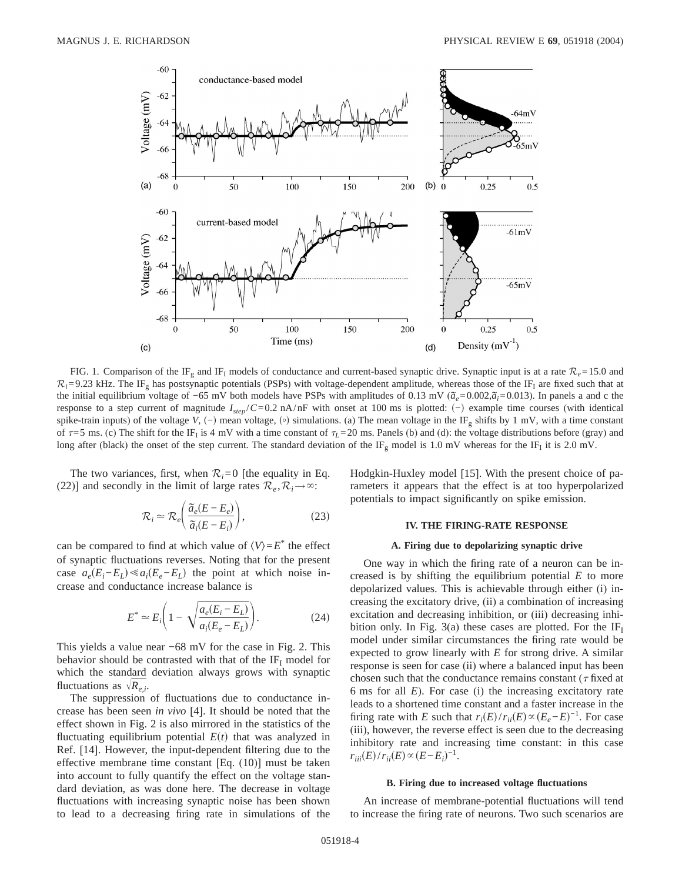FIG. 1. Comparison of the $\mathrm{IF_g}$ and $\mathrm{IF_I}$ models of conductance and current-based synaptic drive. Synaptic input is at a rate $\mathcal{R}_e=15.0$ and $\mathcal{R}_i=9.23$ kHz. The $\mathrm{IF_g}$ has postsynaptic potentials (PSPs) with voltage-dependent amplitude, whereas those of the $\mathrm{IF_I}$ are fixed such that at the initial equilibrium voltage of −65 mV both models have PSPs with amplitudes of 0.13 mV ($\tilde{a}_e=0.002,\tilde{a}_i=0.013$). In panels a and c the response to a step current of magnitude $I_{step}/C=0.2$ nA/nF with onset at 100 ms is plotted: (−) example time courses (with identical spike-train inputs) of the voltage $V$, (−) mean voltage, (∘) simulations. (a) The mean voltage in the $\mathrm{IF_g}$ shifts by 1 mV, with a time constant of $\tau=5$ ms. (c) The shift for the $\mathrm{IF_I}$ is 4 mV with a time constant of $\tau_L=20$ ms. Panels (b) and (d): the voltage distributions before (gray) and long after (black) the onset of the step current. The standard deviation of the $\mathrm{IF_g}$ model is 1.0 mV whereas for the $\mathrm{IF_I}$ it is 2.0 mV.

The two variances, first, when $\mathcal{R}_i=0$ [the equality in Eq. (22)] and secondly in the limit of large rates $\mathcal{R}_e,\mathcal{R}_i\rightarrow\infty$:

$$\mathcal{R}_i \simeq \mathcal{R}_e\left(\frac{\tilde{a}_e(E-E_e)}{\tilde{a}_i(E-E_i)}\right), \tag{23}$$

can be compared to find at which value of $\langle V\rangle=E^*$ the effect of synaptic fluctuations reverses. Noting that for the present case $a_e(E_i-E_L)\ll a_i(E_e-E_L)$ the point at which noise increase and conductance increase balance is

$$E^* \simeq E_i\left(1-\sqrt{\frac{a_e(E_i-E_L)}{a_i(E_e-E_L)}}\right). \tag{24}$$

This yields a value near −68 mV for the case in Fig. 2. This behavior should be contrasted with that of the $\mathrm{IF_I}$ model for which the standard deviation always grows with synaptic fluctuations as $\sqrt{R_{e,i}}$.

The suppression of fluctuations due to conductance increase has been seen *in vivo* [4]. It should be noted that the effect shown in Fig. 2 is also mirrored in the statistics of the fluctuating equilibrium potential $E(t)$ that was analyzed in Ref. [14]. However, the input-dependent filtering due to the effective membrane time constant [Eq. (10)] must be taken into account to fully quantify the effect on the voltage standard deviation, as was done here. The decrease in voltage fluctuations with increasing synaptic noise has been shown to lead to a decreasing firing rate in simulations of the Hodgkin-Huxley model [15]. With the present choice of parameters it appears that the effect is at too hyperpolarized potentials to impact significantly on spike emission.

## IV. THE FIRING-RATE RESPONSE

### A. Firing due to depolarizing synaptic drive

One way in which the firing rate of a neuron can be increased is by shifting the equilibrium potential $E$ to more depolarized values. This is achievable through either (i) increasing the excitatory drive, (ii) a combination of increasing excitation and decreasing inhibition, or (iii) decreasing inhibition only. In Fig. 3(a) these cases are plotted. For the $\mathrm{IF_I}$ model under similar circumstances the firing rate would be expected to grow linearly with $E$ for strong drive. A similar response is seen for case (ii) where a balanced input has been chosen such that the conductance remains constant ($\tau$ fixed at 6 ms for all $E$). For case (i) the increasing excitatory rate leads to a shortened time constant and a faster increase in the firing rate with $E$ such that $r_i(E)/r_{ii}(E)\propto(E_e-E)^{-1}$. For case (iii), however, the reverse effect is seen due to the decreasing inhibitory rate and increasing time constant: in this case $r_{iii}(E)/r_{ii}(E)\propto(E-E_i)^{-1}$.

### B. Firing due to increased voltage fluctuations

An increase of membrane-potential fluctuations will tend to increase the firing rate of neurons. Two such scenarios are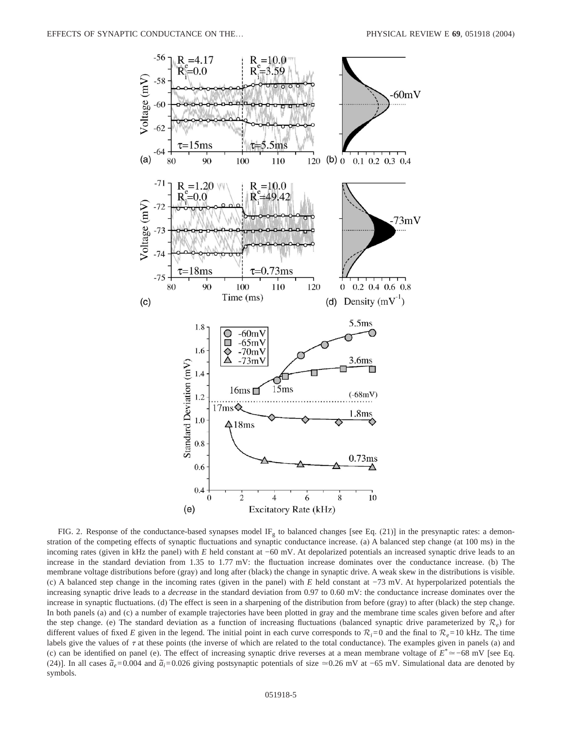FIG. 2. Response of the conductance-based synapses model $\mathrm{IF_g}$ to balanced changes [see Eq. (21)] in the presynaptic rates: a demonstration of the competing effects of synaptic fluctuations and synaptic conductance increase. (a) A balanced step change (at 100 ms) in the incoming rates (given in kHz the panel) with $E$ held constant at −60 mV. At depolarized potentials an increased synaptic drive leads to an increase in the standard deviation from 1.35 to 1.77 mV: the fluctuation increase dominates over the conductance increase. (b) The membrane voltage distributions before (gray) and long after (black) the change in synaptic drive. A weak skew in the distributions is visible. (c) A balanced step change in the incoming rates (given in the panel) with $E$ held constant at −73 mV. At hyperpolarized potentials the increasing synaptic drive leads to a *decrease* in the standard deviation from 0.97 to 0.60 mV: the conductance increase dominates over the increase in synaptic fluctuations. (d) The effect is seen in a sharpening of the distribution from before (gray) to after (black) the step change. In both panels (a) and (c) a number of example trajectories have been plotted in gray and the membrane time scales given before and after the step change. (e) The standard deviation as a function of increasing fluctuations (balanced synaptic drive parameterized by $\mathcal{R}_e$) for different values of fixed $E$ given in the legend. The initial point in each curve corresponds to $\mathcal{R}_i=0$ and the final to $\mathcal{R}_e=10$ kHz. The time labels give the values of $\tau$ at these points (the inverse of which are related to the total conductance). The examples given in panels (a) and (c) can be identified on panel (e). The effect of increasing synaptic drive reverses at a mean membrane voltage of $E^* \simeq -68$ mV [see Eq. (24)]. In all cases $\tilde{a}_e=0.004$ and $\tilde{a}_i=0.026$ giving postsynaptic potentials of size $\simeq 0.26$ mV at −65 mV. Simulational data are denoted by symbols.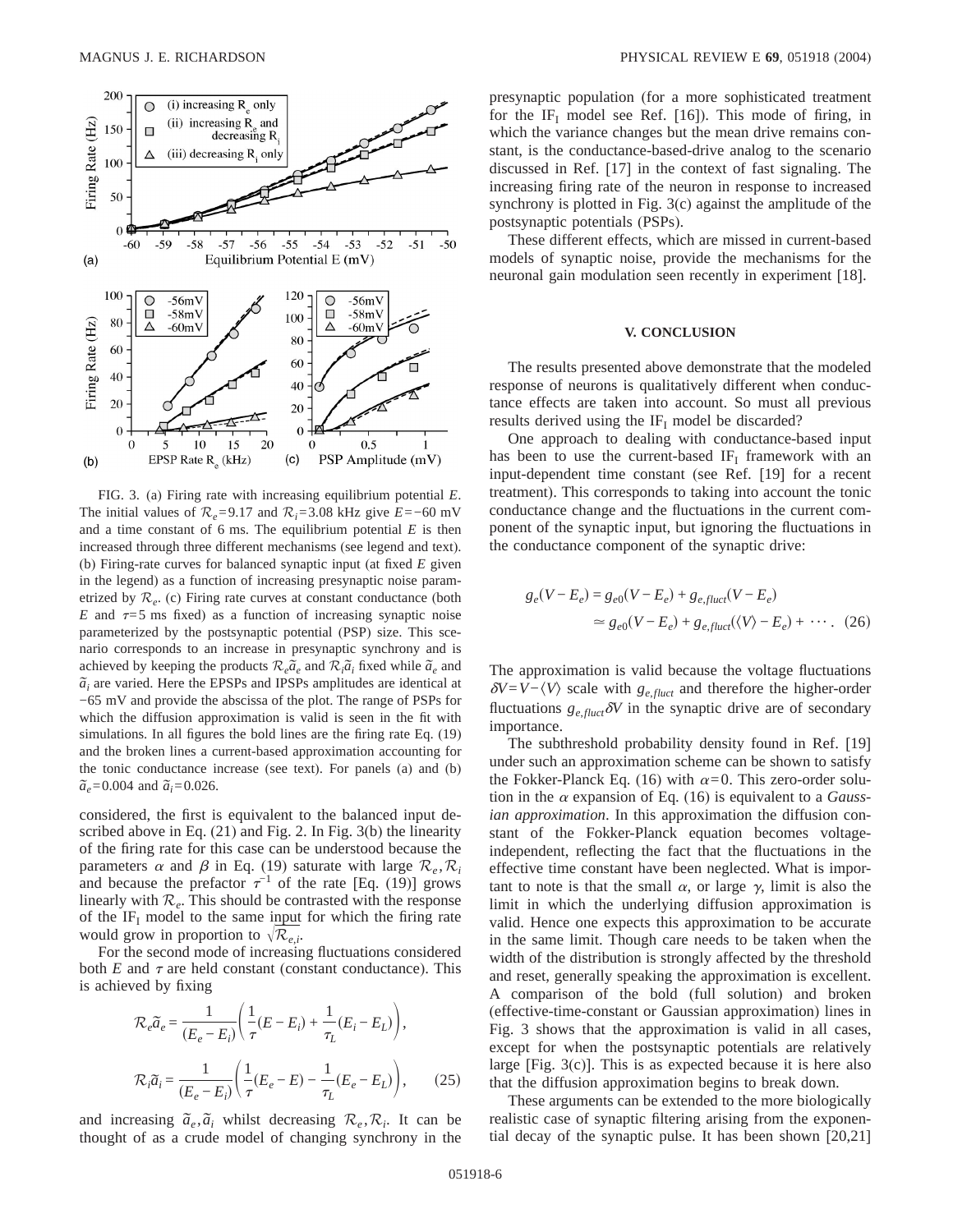FIG. 3. (a) Firing rate with increasing equilibrium potential $E$. The initial values of $\mathcal{R}_e=9.17$ and $\mathcal{R}_i=3.08$ kHz give $E=-60$ mV and a time constant of 6 ms. The equilibrium potential $E$ is then increased through three different mechanisms (see legend and text). (b) Firing-rate curves for balanced synaptic input (at fixed $E$ given in the legend) as a function of increasing presynaptic noise parametrized by $\mathcal{R}_e$. (c) Firing rate curves at constant conductance (both $E$ and $\tau=5$ ms fixed) as a function of increasing synaptic noise parameterized by the postsynaptic potential (PSP) size. This scenario corresponds to an increase in presynaptic synchrony and is achieved by keeping the products $\mathcal{R}_e\tilde{a}_e$ and $\mathcal{R}_i\tilde{a}_i$ fixed while $\tilde{a}_e$ and $\tilde{a}_i$ are varied. Here the EPSPs and IPSPs amplitudes are identical at $-65$ mV and provide the abscissa of the plot. The range of PSPs for which the diffusion approximation is valid is seen in the fit with simulations. In all figures the bold lines are the firing rate Eq. (19) and the broken lines a current-based approximation accounting for the tonic conductance increase (see text). For panels (a) and (b) $\tilde{a}_e=0.004$ and $\tilde{a}_i=0.026$.

considered, the first is equivalent to the balanced input described above in Eq. (21) and Fig. 2. In Fig. 3(b) the linearity of the firing rate for this case can be understood because the parameters $\alpha$ and $\beta$ in Eq. (19) saturate with large $\mathcal{R}_e,\mathcal{R}_i$ and because the prefactor $\tau^{-1}$ of the rate [Eq. (19)] grows linearly with $\mathcal{R}_e$. This should be contrasted with the response of the $\mathrm{IF_I}$ model to the same input for which the firing rate would grow in proportion to $\sqrt{\mathcal{R}_{e,i}}$.

For the second mode of increasing fluctuations considered both $E$ and $\tau$ are held constant (constant conductance). This is achieved by fixing

$$\mathcal{R}_e\tilde{a}_e=\frac{1}{(E_e-E_i)}\left(\frac{1}{\tau}(E-E_i)+\frac{1}{\tau_L}(E_i-E_L)\right),$$

$$\mathcal{R}_i\tilde{a}_i=\frac{1}{(E_e-E_i)}\left(\frac{1}{\tau}(E_e-E)-\frac{1}{\tau_L}(E_e-E_L)\right), \qquad (25)$$

and increasing $\tilde{a}_e,\tilde{a}_i$ whilst decreasing $\mathcal{R}_e,\mathcal{R}_i$. It can be thought of as a crude model of changing synchrony in the presynaptic population (for a more sophisticated treatment for the $\mathrm{IF_I}$ model see Ref. [16]). This mode of firing, in which the variance changes but the mean drive remains constant, is the conductance-based-drive analog to the scenario discussed in Ref. [17] in the context of fast signaling. The increasing firing rate of the neuron in response to increased synchrony is plotted in Fig. 3(c) against the amplitude of the postsynaptic potentials (PSPs).

These different effects, which are missed in current-based models of synaptic noise, provide the mechanisms for the neuronal gain modulation seen recently in experiment [18].

## V. CONCLUSION

The results presented above demonstrate that the modeled response of neurons is qualitatively different when conductance effects are taken into account. So must all previous results derived using the $\mathrm{IF_I}$ model be discarded?

One approach to dealing with conductance-based input has been to use the current-based $\mathrm{IF_I}$ framework with an input-dependent time constant (see Ref. [19] for a recent treatment). This corresponds to taking into account the tonic conductance change and the fluctuations in the current component of the synaptic input, but ignoring the fluctuations in the conductance component of the synaptic drive:

$$g_e(V-E_e)=g_{e0}(V-E_e)+g_{e,fluct}(V-E_e)$$
$$\simeq g_{e0}(V-E_e)+g_{e,fluct}(\langle V\rangle-E_e)+\cdots. \qquad (26)$$

The approximation is valid because the voltage fluctuations $\delta V=V-\langle V\rangle$ scale with $g_{e,fluct}$ and therefore the higher-order fluctuations $g_{e,fluct}\delta V$ in the synaptic drive are of secondary importance.

The subthreshold probability density found in Ref. [19] under such an approximation scheme can be shown to satisfy the Fokker-Planck Eq. (16) with $\alpha=0$. This zero-order solution in the $\alpha$ expansion of Eq. (16) is equivalent to a *Gaussian approximation*. In this approximation the diffusion constant of the Fokker-Planck equation becomes voltage-independent, reflecting the fact that the fluctuations in the effective time constant have been neglected. What is important to note is that the small $\alpha$, or large $\gamma$, limit is also the limit in which the underlying diffusion approximation is valid. Hence one expects this approximation to be accurate in the same limit. Though care needs to be taken when the width of the distribution is strongly affected by the threshold and reset, generally speaking the approximation is excellent. A comparison of the bold (full solution) and broken (effective-time-constant or Gaussian approximation) lines in Fig. 3 shows that the approximation is valid in all cases, except for when the postsynaptic potentials are relatively large [Fig. 3(c)]. This is as expected because it is here also that the diffusion approximation begins to break down.

These arguments can be extended to the more biologically realistic case of synaptic filtering arising from the exponential decay of the synaptic pulse. It has been shown [20,21]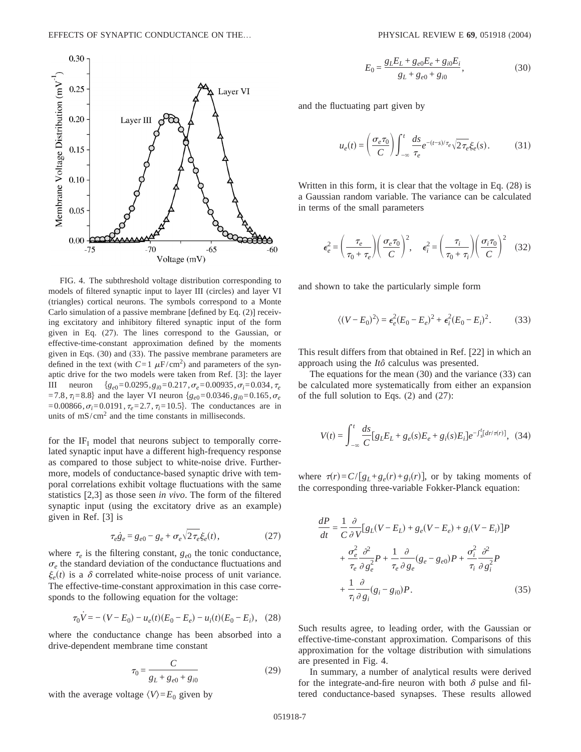FIG. 4. The subthreshold voltage distribution corresponding to models of filtered synaptic input to layer III (circles) and layer VI (triangles) cortical neurons. The symbols correspond to a Monte Carlo simulation of a passive membrane [defined by Eq. (2)] receiving excitatory and inhibitory filtered synaptic input of the form given in Eq. (27). The lines correspond to the Gaussian, or effective-time-constant approximation defined by the moments given in Eqs. (30) and (33). The passive membrane parameters are defined in the text (with $C=1$ $\mu$F/cm$^2$) and parameters of the synaptic drive for the two models were taken from Ref. [3]: the layer III neuron $\{g_{e0}=0.0295, g_{i0}=0.217, \sigma_e=0.00935, \sigma_i=0.034, \tau_e=7.8, \tau_i=8.8\}$ and the layer VI neuron $\{g_{e0}=0.0346, g_{i0}=0.165, \sigma_e=0.00866, \sigma_i=0.0191, \tau_e=2.7, \tau_i=10.5\}$. The conductances are in units of mS/cm$^2$ and the time constants in milliseconds.

for the $\mathrm{IF_I}$ model that neurons subject to temporally correlated synaptic input have a different high-frequency response as compared to those subject to white-noise drive. Furthermore, models of conductance-based synaptic drive with temporal correlations exhibit voltage fluctuations with the same statistics [2,3] as those seen *in vivo*. The form of the filtered synaptic input (using the excitatory drive as an example) given in Ref. [3] is

$$\tau_e \dot{g}_e = g_{e0} - g_e + \sigma_e \sqrt{2\tau_e}\xi_e(t), \tag{27}$$

where $\tau_e$ is the filtering constant, $g_{e0}$ the tonic conductance, $\sigma_e$ the standard deviation of the conductance fluctuations and $\xi_e(t)$ is a $\delta$ correlated white-noise process of unit variance. The effective-time-constant approximation in this case corresponds to the following equation for the voltage:

$$\tau_0 \dot{V} = -(V - E_0) - u_e(t)(E_0 - E_e) - u_i(t)(E_0 - E_i), \tag{28}$$

where the conductance change has been absorbed into a drive-dependent membrane time constant

$$\tau_0 = \frac{C}{g_L + g_{e0} + g_{i0}} \tag{29}$$

with the average voltage $\langle V \rangle = E_0$ given by

$$E_0 = \frac{g_L E_L + g_{e0} E_e + g_{i0} E_i}{g_L + g_{e0} + g_{i0}}, \tag{30}$$

and the fluctuating part given by

$$u_e(t) = \left(\frac{\sigma_e \tau_0}{C}\right) \int_{-\infty}^{t} \frac{ds}{\tau_e} e^{-(t-s)/\tau_e} \sqrt{2\tau_e}\xi_e(s). \tag{31}$$

Written in this form, it is clear that the voltage in Eq. (28) is a Gaussian random variable. The variance can be calculated in terms of the small parameters

$$\epsilon_e^2 = \left(\frac{\tau_e}{\tau_0 + \tau_e}\right)\left(\frac{\sigma_e \tau_0}{C}\right)^2, \quad \epsilon_i^2 = \left(\frac{\tau_i}{\tau_0 + \tau_i}\right)\left(\frac{\sigma_i \tau_0}{C}\right)^2 \tag{32}$$

and shown to take the particularly simple form

$$\langle (V - E_0)^2 \rangle = \epsilon_e^2 (E_0 - E_e)^2 + \epsilon_i^2 (E_0 - E_i)^2. \tag{33}$$

This result differs from that obtained in Ref. [22] in which an approach using the *Itô* calculus was presented.

The equations for the mean (30) and the variance (33) can be calculated more systematically from either an expansion of the full solution to Eqs. (2) and (27):

$$V(t) = \int_{-\infty}^{t} \frac{ds}{C} [g_L E_L + g_e(s) E_e + g_i(s) E_i] e^{-\int_s^t [dr/\tau(r)]}, \tag{34}$$

where $\tau(r) = C/[g_L + g_e(r) + g_i(r)]$, or by taking moments of the corresponding three-variable Fokker-Planck equation:

$$\begin{aligned}
\frac{dP}{dt} = {} & \frac{1}{C}\frac{\partial}{\partial V}[g_L(V - E_L) + g_e(V - E_e) + g_i(V - E_i)]P \\
& + \frac{\sigma_e^2}{\tau_e}\frac{\partial^2}{\partial g_e^2}P + \frac{1}{\tau_e}\frac{\partial}{\partial g_e}(g_e - g_{e0})P + \frac{\sigma_i^2}{\tau_i}\frac{\partial^2}{\partial g_i^2}P \\
& + \frac{1}{\tau_i}\frac{\partial}{\partial g_i}(g_i - g_{i0})P.
\end{aligned} \tag{35}$$

Such results agree, to leading order, with the Gaussian or effective-time-constant approximation. Comparisons of this approximation for the voltage distribution with simulations are presented in Fig. 4.

In summary, a number of analytical results were derived for the integrate-and-fire neuron with both $\delta$ pulse and filtered conductance-based synapses. These results allowed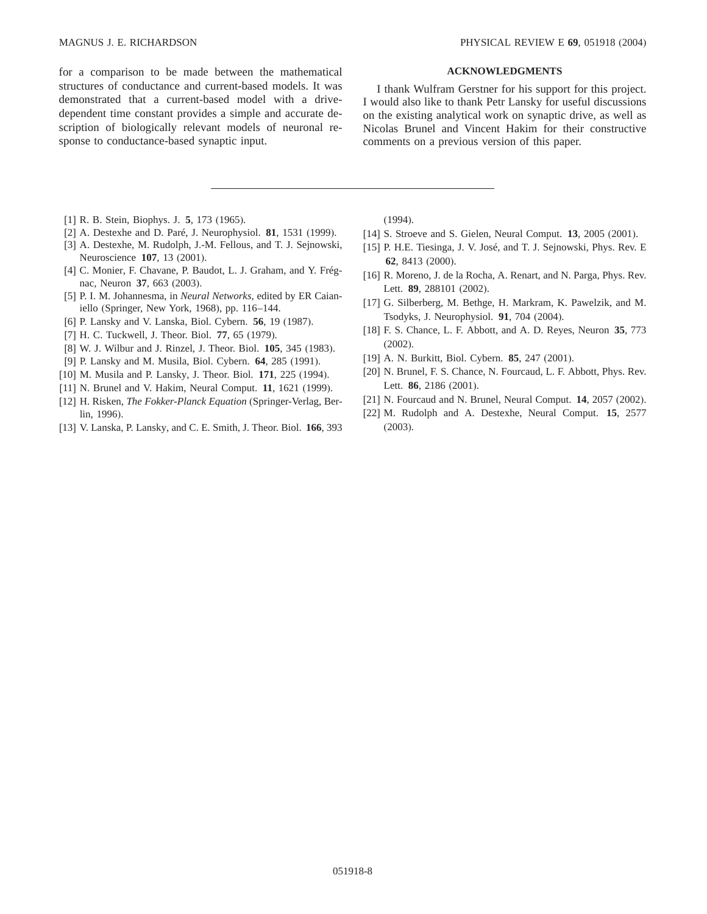for a comparison to be made between the mathematical structures of conductance and current-based models. It was demonstrated that a current-based model with a drive-dependent time constant provides a simple and accurate description of biologically relevant models of neuronal response to conductance-based synaptic input.

## ACKNOWLEDGMENTS

I thank Wulfram Gerstner for his support for this project. I would also like to thank Petr Lansky for useful discussions on the existing analytical work on synaptic drive, as well as Nicolas Brunel and Vincent Hakim for their constructive comments on a previous version of this paper.

---

[1] R. B. Stein, Biophys. J. **5**, 173 (1965).

[2] A. Destexhe and D. Paré, J. Neurophysiol. **81**, 1531 (1999).

[3] A. Destexhe, M. Rudolph, J.-M. Fellous, and T. J. Sejnowski, Neuroscience **107**, 13 (2001).

[4] C. Monier, F. Chavane, P. Baudot, L. J. Graham, and Y. Frégnac, Neuron **37**, 663 (2003).

[5] P. I. M. Johannesma, in *Neural Networks*, edited by ER Caianiello (Springer, New York, 1968), pp. 116–144.

[6] P. Lansky and V. Lanska, Biol. Cybern. **56**, 19 (1987).

[7] H. C. Tuckwell, J. Theor. Biol. **77**, 65 (1979).

[8] W. J. Wilbur and J. Rinzel, J. Theor. Biol. **105**, 345 (1983).

[9] P. Lansky and M. Musila, Biol. Cybern. **64**, 285 (1991).

[10] M. Musila and P. Lansky, J. Theor. Biol. **171**, 225 (1994).

[11] N. Brunel and V. Hakim, Neural Comput. **11**, 1621 (1999).

[12] H. Risken, *The Fokker-Planck Equation* (Springer-Verlag, Berlin, 1996).

[13] V. Lanska, P. Lansky, and C. E. Smith, J. Theor. Biol. **166**, 393 (1994).

[14] S. Stroeve and S. Gielen, Neural Comput. **13**, 2005 (2001).

[15] P. H.E. Tiesinga, J. V. José, and T. J. Sejnowski, Phys. Rev. E **62**, 8413 (2000).

[16] R. Moreno, J. de la Rocha, A. Renart, and N. Parga, Phys. Rev. Lett. **89**, 288101 (2002).

[17] G. Silberberg, M. Bethge, H. Markram, K. Pawelzik, and M. Tsodyks, J. Neurophysiol. **91**, 704 (2004).

[18] F. S. Chance, L. F. Abbott, and A. D. Reyes, Neuron **35**, 773 (2002).

[19] A. N. Burkitt, Biol. Cybern. **85**, 247 (2001).

[20] N. Brunel, F. S. Chance, N. Fourcaud, L. F. Abbott, Phys. Rev. Lett. **86**, 2186 (2001).

[21] N. Fourcaud and N. Brunel, Neural Comput. **14**, 2057 (2002).

[22] M. Rudolph and A. Destexhe, Neural Comput. **15**, 2577 (2003).